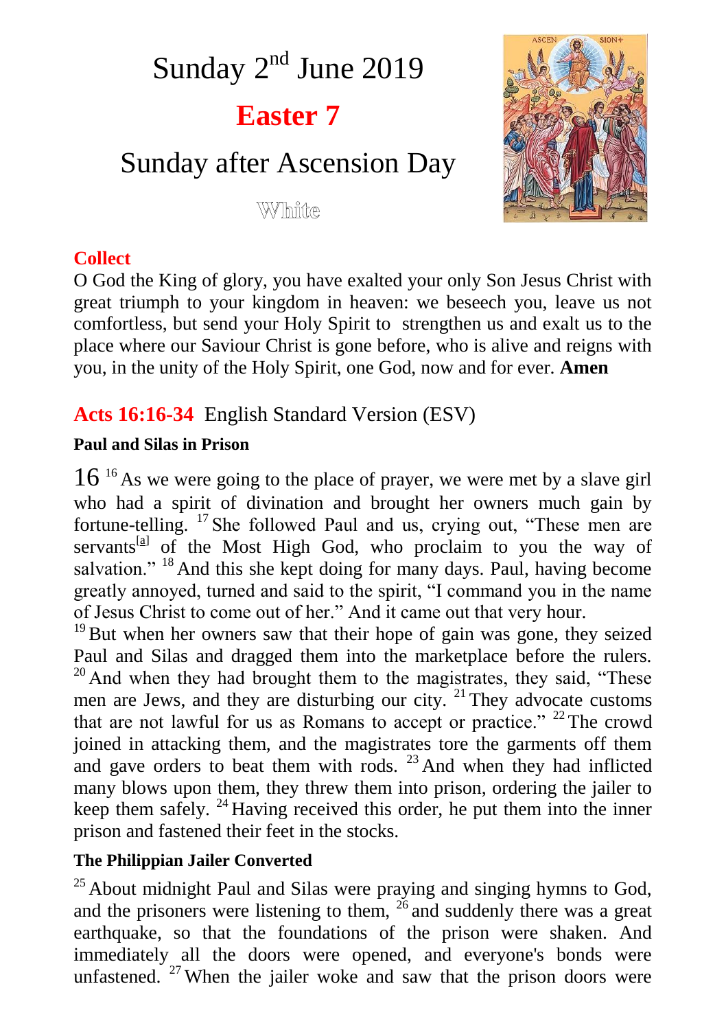# Sunday 2nd June 2019

## Easter 7

## Sunday after Ascension Day

White

### Collect

O God the King of glory, you have exalted your only Son Jesus Christ with great triumph to your kingdom in heaven: we beseech you, leave us not comfortless, but send your Holy Spirit to strengthen us and exalt us to the place where our Saviour Christ is gone before, who is alive and reigns with you, in the unity of the Holy Spirit, one God, now and for ever. **Amen**

### Acts 16:16-34 English Standard Version (ESV)

**Paul and Silas in Prison**

16 [16] As we were going to the place of prayer, we were met by a slave girl who had a spirit of divination and brought her owners much gain by fortune-telling. [17] She followed Paul and us, crying out, "These men are servants[a] of the Most High God, who proclaim to you the way of salvation." [18] And this she kept doing for many days. Paul, having become greatly annoyed, turned and said to the spirit, "I command you in the name of Jesus Christ to come out of her." And it came out that very hour.

[19] But when her owners saw that their hope of gain was gone, they seized Paul and Silas and dragged them into the marketplace before the rulers. [20] And when they had brought them to the magistrates, they said, "These men are Jews, and they are disturbing our city. [21] They advocate customs that are not lawful for us as Romans to accept or practice." [22] The crowd joined in attacking them, and the magistrates tore the garments off them and gave orders to beat them with rods. [23] And when they had inflicted many blows upon them, they threw them into prison, ordering the jailer to keep them safely. [24] Having received this order, he put them into the inner prison and fastened their feet in the stocks.

**The Philippian Jailer Converted**

[25] About midnight Paul and Silas were praying and singing hymns to God, and the prisoners were listening to them, [26] and suddenly there was a great earthquake, so that the foundations of the prison were shaken. And immediately all the doors were opened, and everyone's bonds were unfastened. [27] When the jailer woke and saw that the prison doors were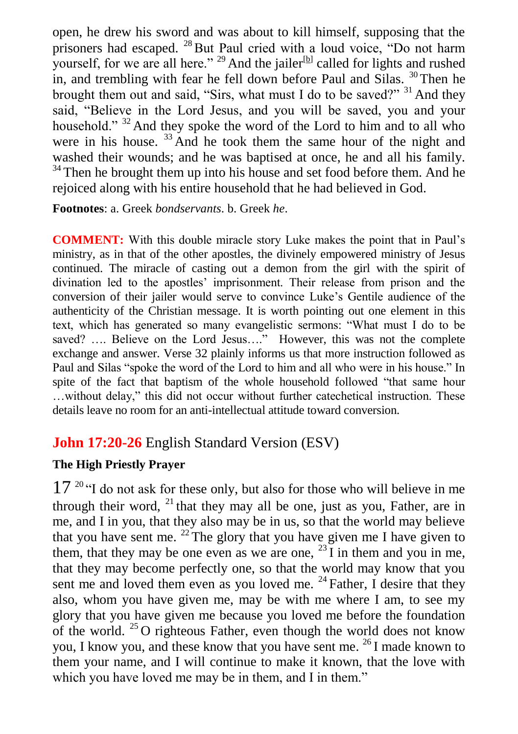open, he drew his sword and was about to kill himself, supposing that the prisoners had escaped. [28] But Paul cried with a loud voice, "Do not harm yourself, for we are all here." [29] And the jailer[b] called for lights and rushed in, and trembling with fear he fell down before Paul and Silas. [30] Then he brought them out and said, "Sirs, what must I do to be saved?" [31] And they said, "Believe in the Lord Jesus, and you will be saved, you and your household." [32] And they spoke the word of the Lord to him and to all who were in his house. [33] And he took them the same hour of the night and washed their wounds; and he was baptised at once, he and all his family. [34] Then he brought them up into his house and set food before them. And he rejoiced along with his entire household that he had believed in God.

**Footnotes**: a. Greek *bondservants*. b. Greek *he*.

**COMMENT:** With this double miracle story Luke makes the point that in Paul's ministry, as in that of the other apostles, the divinely empowered ministry of Jesus continued. The miracle of casting out a demon from the girl with the spirit of divination led to the apostles' imprisonment. Their release from prison and the conversion of their jailer would serve to convince Luke's Gentile audience of the authenticity of the Christian message. It is worth pointing out one element in this text, which has generated so many evangelistic sermons: "What must I do to be saved? …. Believe on the Lord Jesus…." However, this was not the complete exchange and answer. Verse 32 plainly informs us that more instruction followed as Paul and Silas "spoke the word of the Lord to him and all who were in his house." In spite of the fact that baptism of the whole household followed "that same hour …without delay," this did not occur without further catechetical instruction. These details leave no room for an anti-intellectual attitude toward conversion.

## **John 17:20-26** English Standard Version (ESV)

**The High Priestly Prayer**

17 [20] "I do not ask for these only, but also for those who will believe in me through their word, [21] that they may all be one, just as you, Father, are in me, and I in you, that they also may be in us, so that the world may believe that you have sent me. [22] The glory that you have given me I have given to them, that they may be one even as we are one, [23] I in them and you in me, that they may become perfectly one, so that the world may know that you sent me and loved them even as you loved me. [24] Father, I desire that they also, whom you have given me, may be with me where I am, to see my glory that you have given me because you loved me before the foundation of the world. [25] O righteous Father, even though the world does not know you, I know you, and these know that you have sent me. [26] I made known to them your name, and I will continue to make it known, that the love with which you have loved me may be in them, and I in them."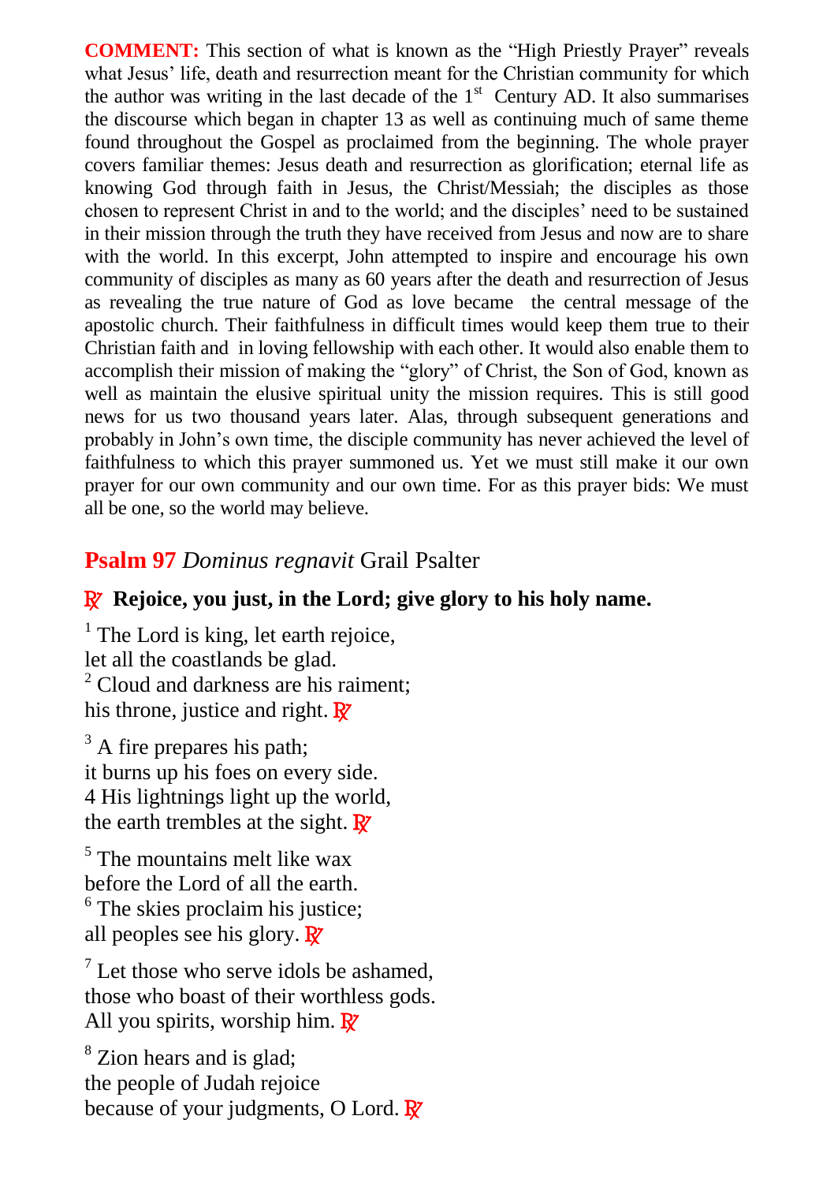**COMMENT:** This section of what is known as the "High Priestly Prayer" reveals what Jesus' life, death and resurrection meant for the Christian community for which the author was writing in the last decade of the 1st Century AD. It also summarises the discourse which began in chapter 13 as well as continuing much of same theme found throughout the Gospel as proclaimed from the beginning. The whole prayer covers familiar themes: Jesus death and resurrection as glorification; eternal life as knowing God through faith in Jesus, the Christ/Messiah; the disciples as those chosen to represent Christ in and to the world; and the disciples' need to be sustained in their mission through the truth they have received from Jesus and now are to share with the world. In this excerpt, John attempted to inspire and encourage his own community of disciples as many as 60 years after the death and resurrection of Jesus as revealing the true nature of God as love became the central message of the apostolic church. Their faithfulness in difficult times would keep them true to their Christian faith and in loving fellowship with each other. It would also enable them to accomplish their mission of making the "glory" of Christ, the Son of God, known as well as maintain the elusive spiritual unity the mission requires. This is still good news for us two thousand years later. Alas, through subsequent generations and probably in John's own time, the disciple community has never achieved the level of faithfulness to which this prayer summoned us. Yet we must still make it our own prayer for our own community and our own time. For as this prayer bids: We must all be one, so the world may believe.

## Psalm 97 *Dominus regnavit* Grail Psalter

**℟ Rejoice, you just, in the Lord; give glory to his holy name.**

[1] The Lord is king, let earth rejoice,
let all the coastlands be glad.
[2] Cloud and darkness are his raiment;
his throne, justice and right. ℟

[3] A fire prepares his path;
it burns up his foes on every side.
4 His lightnings light up the world,
the earth trembles at the sight. ℟

[5] The mountains melt like wax
before the Lord of all the earth.
[6] The skies proclaim his justice;
all peoples see his glory. ℟

[7] Let those who serve idols be ashamed,
those who boast of their worthless gods.
All you spirits, worship him. ℟

[8] Zion hears and is glad;
the people of Judah rejoice
because of your judgments, O Lord. ℟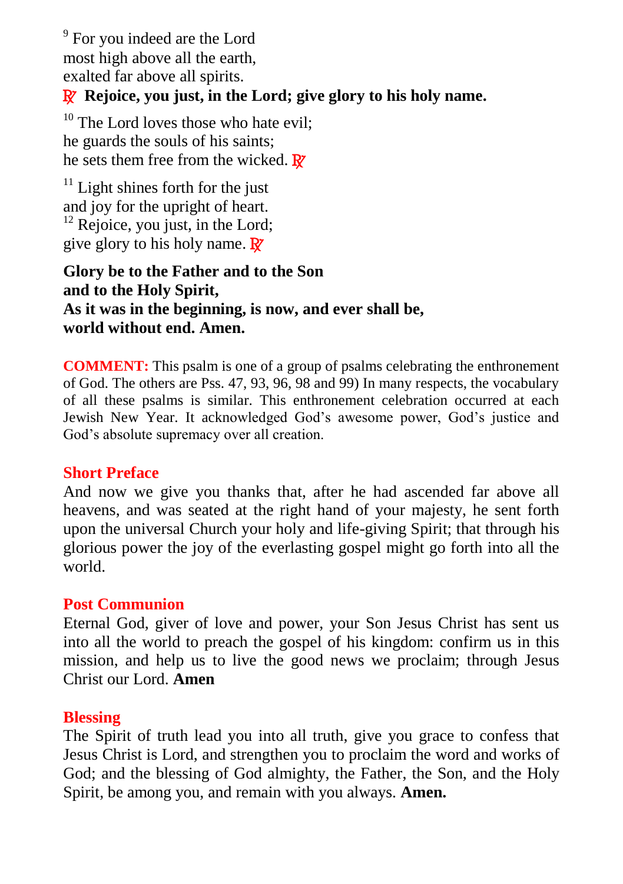[9] For you indeed are the Lord
most high above all the earth,
exalted far above all spirits.
℟ **Rejoice, you just, in the Lord; give glory to his holy name.**

[10] The Lord loves those who hate evil;
he guards the souls of his saints;
he sets them free from the wicked. ℟

[11] Light shines forth for the just
and joy for the upright of heart.
[12] Rejoice, you just, in the Lord;
give glory to his holy name. ℟

**Glory be to the Father and to the Son
and to the Holy Spirit,
As it was in the beginning, is now, and ever shall be,
world without end. Amen.**

**COMMENT:** This psalm is one of a group of psalms celebrating the enthronement of God. The others are Pss. 47, 93, 96, 98 and 99) In many respects, the vocabulary of all these psalms is similar. This enthronement celebration occurred at each Jewish New Year. It acknowledged God's awesome power, God's justice and God's absolute supremacy over all creation.

## Short Preface

And now we give you thanks that, after he had ascended far above all heavens, and was seated at the right hand of your majesty, he sent forth upon the universal Church your holy and life-giving Spirit; that through his glorious power the joy of the everlasting gospel might go forth into all the world.

## Post Communion

Eternal God, giver of love and power, your Son Jesus Christ has sent us into all the world to preach the gospel of his kingdom: confirm us in this mission, and help us to live the good news we proclaim; through Jesus Christ our Lord. **Amen**

## Blessing

The Spirit of truth lead you into all truth, give you grace to confess that Jesus Christ is Lord, and strengthen you to proclaim the word and works of God; and the blessing of God almighty, the Father, the Son, and the Holy Spirit, be among you, and remain with you always. **Amen.**